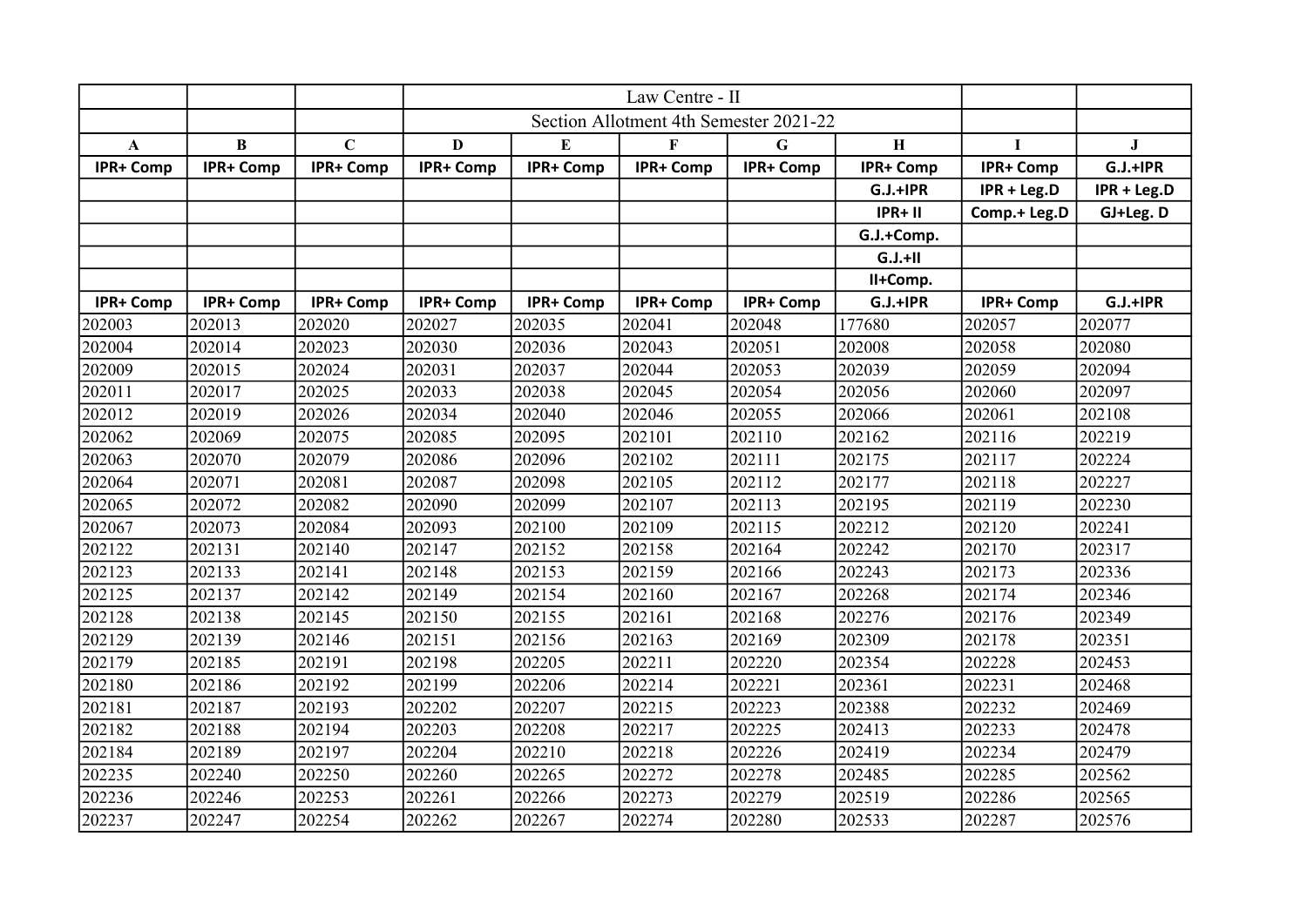| | | | Law Centre - II | | | | | | |
|---|---|---|---|---|---|---|---|---|---|
| | | | Section Allotment 4th Semester 2021-22 | | | | | | |
| **A** | **B** | **C** | **D** | **E** | **F** | **G** | **H** | **I** | **J** |
| **IPR+ Comp** | **IPR+ Comp** | **IPR+ Comp** | **IPR+ Comp** | **IPR+ Comp** | **IPR+ Comp** | **IPR+ Comp** | **IPR+ Comp** | **IPR+ Comp** | **G.J.+IPR** |
| | | | | | | | **G.J.+IPR** | **IPR + Leg.D** | **IPR + Leg.D** |
| | | | | | | | **IPR+ II** | **Comp.+ Leg.D** | **GJ+Leg. D** |
| | | | | | | | **G.J.+Comp.** | | |
| | | | | | | | **G.J.+II** | | |
| | | | | | | | **II+Comp.** | | |
| **IPR+ Comp** | **IPR+ Comp** | **IPR+ Comp** | **IPR+ Comp** | **IPR+ Comp** | **IPR+ Comp** | **IPR+ Comp** | **G.J.+IPR** | **IPR+ Comp** | **G.J.+IPR** |
| 202003 | 202013 | 202020 | 202027 | 202035 | 202041 | 202048 | 177680 | 202057 | 202077 |
| 202004 | 202014 | 202023 | 202030 | 202036 | 202043 | 202051 | 202008 | 202058 | 202080 |
| 202009 | 202015 | 202024 | 202031 | 202037 | 202044 | 202053 | 202039 | 202059 | 202094 |
| 202011 | 202017 | 202025 | 202033 | 202038 | 202045 | 202054 | 202056 | 202060 | 202097 |
| 202012 | 202019 | 202026 | 202034 | 202040 | 202046 | 202055 | 202066 | 202061 | 202108 |
| 202062 | 202069 | 202075 | 202085 | 202095 | 202101 | 202110 | 202162 | 202116 | 202219 |
| 202063 | 202070 | 202079 | 202086 | 202096 | 202102 | 202111 | 202175 | 202117 | 202224 |
| 202064 | 202071 | 202081 | 202087 | 202098 | 202105 | 202112 | 202177 | 202118 | 202227 |
| 202065 | 202072 | 202082 | 202090 | 202099 | 202107 | 202113 | 202195 | 202119 | 202230 |
| 202067 | 202073 | 202084 | 202093 | 202100 | 202109 | 202115 | 202212 | 202120 | 202241 |
| 202122 | 202131 | 202140 | 202147 | 202152 | 202158 | 202164 | 202242 | 202170 | 202317 |
| 202123 | 202133 | 202141 | 202148 | 202153 | 202159 | 202166 | 202243 | 202173 | 202336 |
| 202125 | 202137 | 202142 | 202149 | 202154 | 202160 | 202167 | 202268 | 202174 | 202346 |
| 202128 | 202138 | 202145 | 202150 | 202155 | 202161 | 202168 | 202276 | 202176 | 202349 |
| 202129 | 202139 | 202146 | 202151 | 202156 | 202163 | 202169 | 202309 | 202178 | 202351 |
| 202179 | 202185 | 202191 | 202198 | 202205 | 202211 | 202220 | 202354 | 202228 | 202453 |
| 202180 | 202186 | 202192 | 202199 | 202206 | 202214 | 202221 | 202361 | 202231 | 202468 |
| 202181 | 202187 | 202193 | 202202 | 202207 | 202215 | 202223 | 202388 | 202232 | 202469 |
| 202182 | 202188 | 202194 | 202203 | 202208 | 202217 | 202225 | 202413 | 202233 | 202478 |
| 202184 | 202189 | 202197 | 202204 | 202210 | 202218 | 202226 | 202419 | 202234 | 202479 |
| 202235 | 202240 | 202250 | 202260 | 202265 | 202272 | 202278 | 202485 | 202285 | 202562 |
| 202236 | 202246 | 202253 | 202261 | 202266 | 202273 | 202279 | 202519 | 202286 | 202565 |
| 202237 | 202247 | 202254 | 202262 | 202267 | 202274 | 202280 | 202533 | 202287 | 202576 |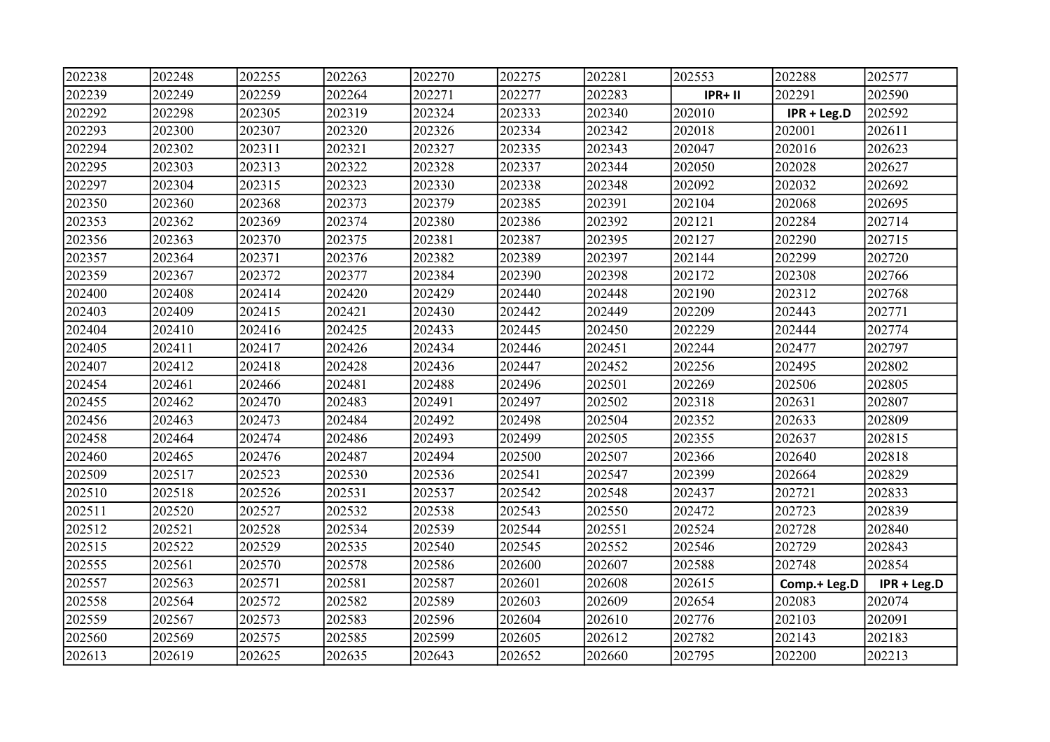| 202238 | 202248 | 202255 | 202263 | 202270 | 202275 | 202281 | 202553 | 202288 | 202577 |
|---|---|---|---|---|---|---|---|---|---|
| 202239 | 202249 | 202259 | 202264 | 202271 | 202277 | 202283 | **IPR+ II** | 202291 | 202590 |
| 202292 | 202298 | 202305 | 202319 | 202324 | 202333 | 202340 | 202010 | **IPR + Leg.D** | 202592 |
| 202293 | 202300 | 202307 | 202320 | 202326 | 202334 | 202342 | 202018 | 202001 | 202611 |
| 202294 | 202302 | 202311 | 202321 | 202327 | 202335 | 202343 | 202047 | 202016 | 202623 |
| 202295 | 202303 | 202313 | 202322 | 202328 | 202337 | 202344 | 202050 | 202028 | 202627 |
| 202297 | 202304 | 202315 | 202323 | 202330 | 202338 | 202348 | 202092 | 202032 | 202692 |
| 202350 | 202360 | 202368 | 202373 | 202379 | 202385 | 202391 | 202104 | 202068 | 202695 |
| 202353 | 202362 | 202369 | 202374 | 202380 | 202386 | 202392 | 202121 | 202284 | 202714 |
| 202356 | 202363 | 202370 | 202375 | 202381 | 202387 | 202395 | 202127 | 202290 | 202715 |
| 202357 | 202364 | 202371 | 202376 | 202382 | 202389 | 202397 | 202144 | 202299 | 202720 |
| 202359 | 202367 | 202372 | 202377 | 202384 | 202390 | 202398 | 202172 | 202308 | 202766 |
| 202400 | 202408 | 202414 | 202420 | 202429 | 202440 | 202448 | 202190 | 202312 | 202768 |
| 202403 | 202409 | 202415 | 202421 | 202430 | 202442 | 202449 | 202209 | 202443 | 202771 |
| 202404 | 202410 | 202416 | 202425 | 202433 | 202445 | 202450 | 202229 | 202444 | 202774 |
| 202405 | 202411 | 202417 | 202426 | 202434 | 202446 | 202451 | 202244 | 202477 | 202797 |
| 202407 | 202412 | 202418 | 202428 | 202436 | 202447 | 202452 | 202256 | 202495 | 202802 |
| 202454 | 202461 | 202466 | 202481 | 202488 | 202496 | 202501 | 202269 | 202506 | 202805 |
| 202455 | 202462 | 202470 | 202483 | 202491 | 202497 | 202502 | 202318 | 202631 | 202807 |
| 202456 | 202463 | 202473 | 202484 | 202492 | 202498 | 202504 | 202352 | 202633 | 202809 |
| 202458 | 202464 | 202474 | 202486 | 202493 | 202499 | 202505 | 202355 | 202637 | 202815 |
| 202460 | 202465 | 202476 | 202487 | 202494 | 202500 | 202507 | 202366 | 202640 | 202818 |
| 202509 | 202517 | 202523 | 202530 | 202536 | 202541 | 202547 | 202399 | 202664 | 202829 |
| 202510 | 202518 | 202526 | 202531 | 202537 | 202542 | 202548 | 202437 | 202721 | 202833 |
| 202511 | 202520 | 202527 | 202532 | 202538 | 202543 | 202550 | 202472 | 202723 | 202839 |
| 202512 | 202521 | 202528 | 202534 | 202539 | 202544 | 202551 | 202524 | 202728 | 202840 |
| 202515 | 202522 | 202529 | 202535 | 202540 | 202545 | 202552 | 202546 | 202729 | 202843 |
| 202555 | 202561 | 202570 | 202578 | 202586 | 202600 | 202607 | 202588 | 202748 | 202854 |
| 202557 | 202563 | 202571 | 202581 | 202587 | 202601 | 202608 | 202615 | **Comp.+ Leg.D** | **IPR + Leg.D** |
| 202558 | 202564 | 202572 | 202582 | 202589 | 202603 | 202609 | 202654 | 202083 | 202074 |
| 202559 | 202567 | 202573 | 202583 | 202596 | 202604 | 202610 | 202776 | 202103 | 202091 |
| 202560 | 202569 | 202575 | 202585 | 202599 | 202605 | 202612 | 202782 | 202143 | 202183 |
| 202613 | 202619 | 202625 | 202635 | 202643 | 202652 | 202660 | 202795 | 202200 | 202213 |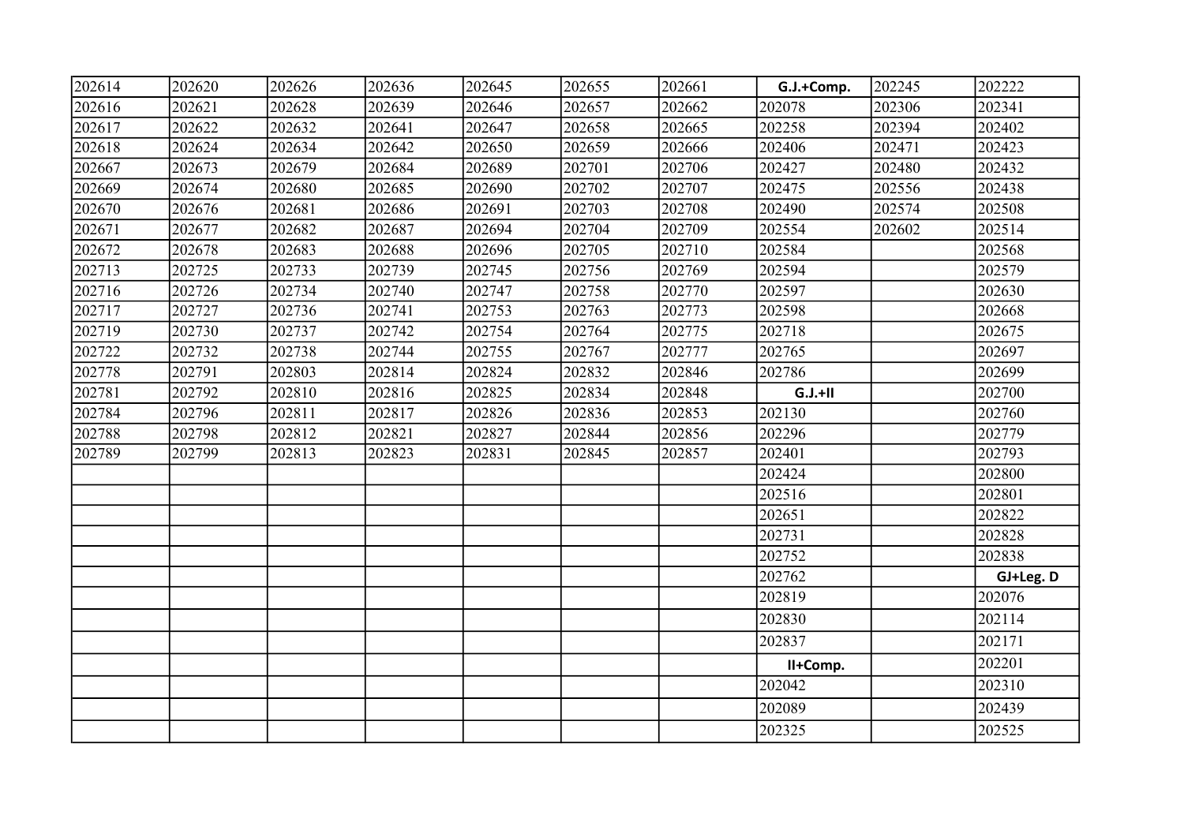| 202614 | 202620 | 202626 | 202636 | 202645 | 202655 | 202661 | **G.J.+Comp.** | 202245 | 202222 |
|---|---|---|---|---|---|---|---|---|---|
| 202616 | 202621 | 202628 | 202639 | 202646 | 202657 | 202662 | 202078 | 202306 | 202341 |
| 202617 | 202622 | 202632 | 202641 | 202647 | 202658 | 202665 | 202258 | 202394 | 202402 |
| 202618 | 202624 | 202634 | 202642 | 202650 | 202659 | 202666 | 202406 | 202471 | 202423 |
| 202667 | 202673 | 202679 | 202684 | 202689 | 202701 | 202706 | 202427 | 202480 | 202432 |
| 202669 | 202674 | 202680 | 202685 | 202690 | 202702 | 202707 | 202475 | 202556 | 202438 |
| 202670 | 202676 | 202681 | 202686 | 202691 | 202703 | 202708 | 202490 | 202574 | 202508 |
| 202671 | 202677 | 202682 | 202687 | 202694 | 202704 | 202709 | 202554 | 202602 | 202514 |
| 202672 | 202678 | 202683 | 202688 | 202696 | 202705 | 202710 | 202584 | | 202568 |
| 202713 | 202725 | 202733 | 202739 | 202745 | 202756 | 202769 | 202594 | | 202579 |
| 202716 | 202726 | 202734 | 202740 | 202747 | 202758 | 202770 | 202597 | | 202630 |
| 202717 | 202727 | 202736 | 202741 | 202753 | 202763 | 202773 | 202598 | | 202668 |
| 202719 | 202730 | 202737 | 202742 | 202754 | 202764 | 202775 | 202718 | | 202675 |
| 202722 | 202732 | 202738 | 202744 | 202755 | 202767 | 202777 | 202765 | | 202697 |
| 202778 | 202791 | 202803 | 202814 | 202824 | 202832 | 202846 | 202786 | | 202699 |
| 202781 | 202792 | 202810 | 202816 | 202825 | 202834 | 202848 | **G.J.+II** | | 202700 |
| 202784 | 202796 | 202811 | 202817 | 202826 | 202836 | 202853 | 202130 | | 202760 |
| 202788 | 202798 | 202812 | 202821 | 202827 | 202844 | 202856 | 202296 | | 202779 |
| 202789 | 202799 | 202813 | 202823 | 202831 | 202845 | 202857 | 202401 | | 202793 |
| | | | | | | | 202424 | | 202800 |
| | | | | | | | 202516 | | 202801 |
| | | | | | | | 202651 | | 202822 |
| | | | | | | | 202731 | | 202828 |
| | | | | | | | 202752 | | 202838 |
| | | | | | | | 202762 | | **GJ+Leg. D** |
| | | | | | | | 202819 | | 202076 |
| | | | | | | | 202830 | | 202114 |
| | | | | | | | 202837 | | 202171 |
| | | | | | | | **II+Comp.** | | 202201 |
| | | | | | | | 202042 | | 202310 |
| | | | | | | | 202089 | | 202439 |
| | | | | | | | 202325 | | 202525 |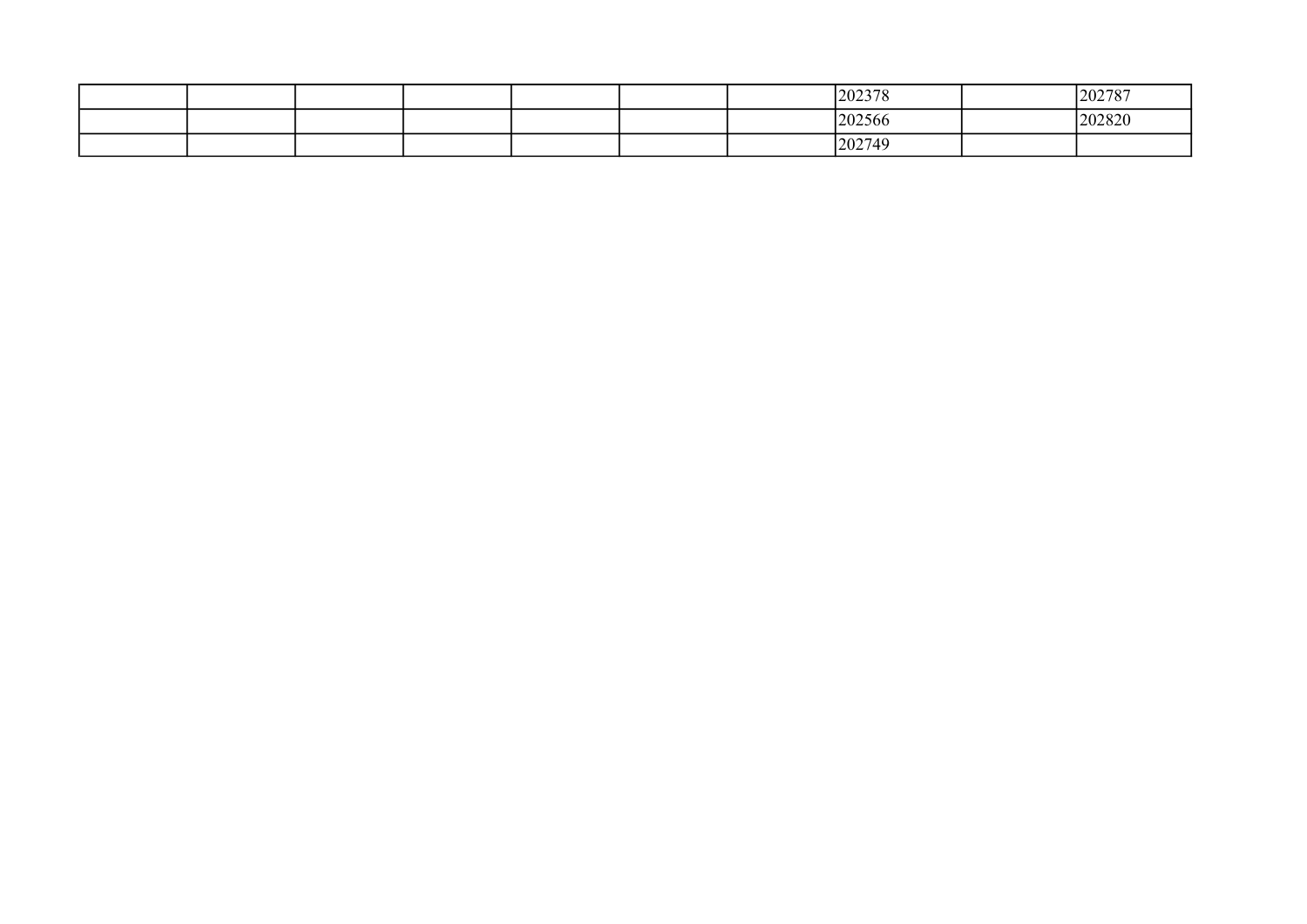| | | | | | | | | | |
|---|---|---|---|---|---|---|---|---|---|
| | | | | | | | 202378 | | 202787 |
| | | | | | | | 202566 | | 202820 |
| | | | | | | | 202749 | | |